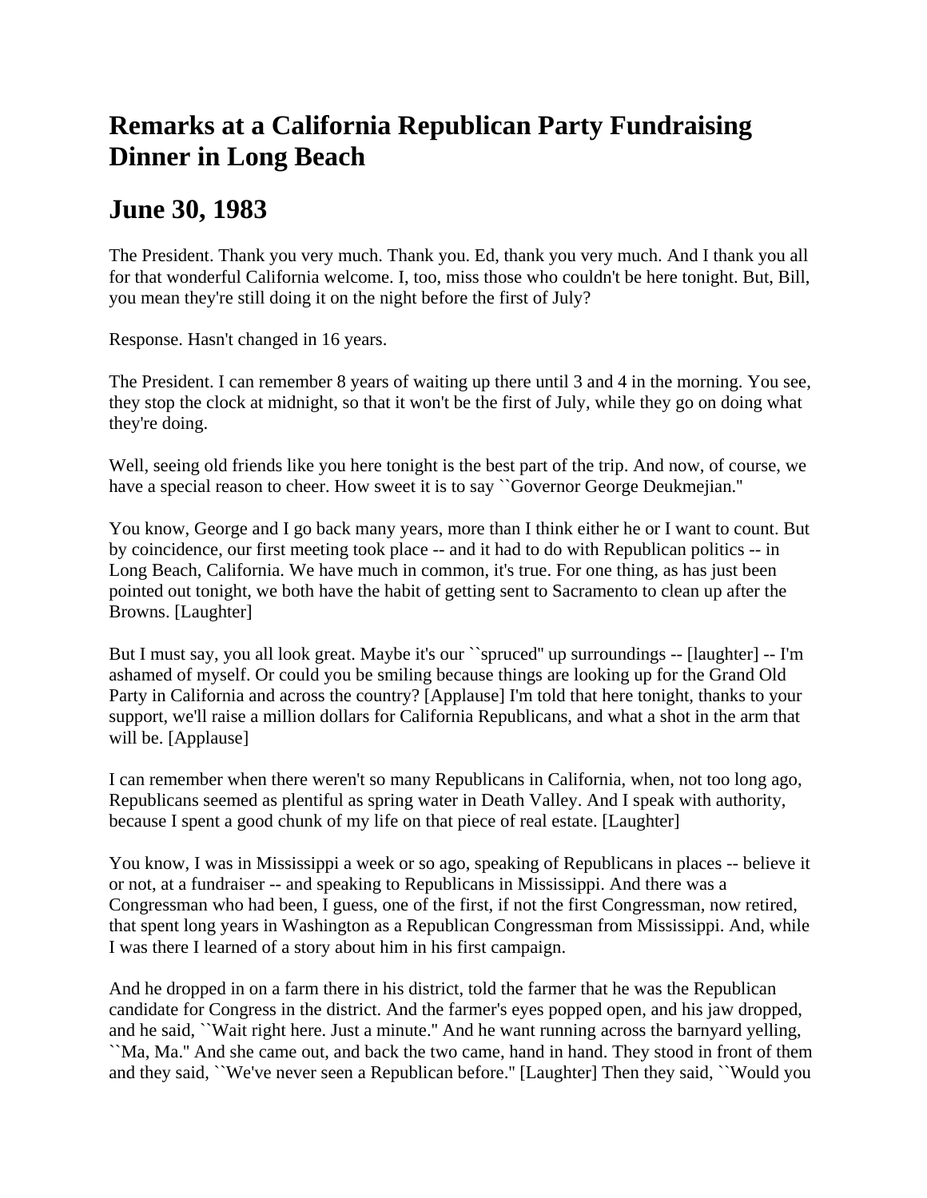# Remarks at a California Republican Party Fundraising Dinner in Long Beach

## June 30, 1983

The President. Thank you very much. Thank you. Ed, thank you very much. And I thank you all for that wonderful California welcome. I, too, miss those who couldn't be here tonight. But, Bill, you mean they're still doing it on the night before the first of July?

Response. Hasn't changed in 16 years.

The President. I can remember 8 years of waiting up there until 3 and 4 in the morning. You see, they stop the clock at midnight, so that it won't be the first of July, while they go on doing what they're doing.

Well, seeing old friends like you here tonight is the best part of the trip. And now, of course, we have a special reason to cheer. How sweet it is to say ``Governor George Deukmejian.''

You know, George and I go back many years, more than I think either he or I want to count. But by coincidence, our first meeting took place -- and it had to do with Republican politics -- in Long Beach, California. We have much in common, it's true. For one thing, as has just been pointed out tonight, we both have the habit of getting sent to Sacramento to clean up after the Browns. [Laughter]

But I must say, you all look great. Maybe it's our ``spruced'' up surroundings -- [laughter] -- I'm ashamed of myself. Or could you be smiling because things are looking up for the Grand Old Party in California and across the country? [Applause] I'm told that here tonight, thanks to your support, we'll raise a million dollars for California Republicans, and what a shot in the arm that will be. [Applause]

I can remember when there weren't so many Republicans in California, when, not too long ago, Republicans seemed as plentiful as spring water in Death Valley. And I speak with authority, because I spent a good chunk of my life on that piece of real estate. [Laughter]

You know, I was in Mississippi a week or so ago, speaking of Republicans in places -- believe it or not, at a fundraiser -- and speaking to Republicans in Mississippi. And there was a Congressman who had been, I guess, one of the first, if not the first Congressman, now retired, that spent long years in Washington as a Republican Congressman from Mississippi. And, while I was there I learned of a story about him in his first campaign.

And he dropped in on a farm there in his district, told the farmer that he was the Republican candidate for Congress in the district. And the farmer's eyes popped open, and his jaw dropped, and he said, ``Wait right here. Just a minute.'' And he want running across the barnyard yelling, ``Ma, Ma.'' And she came out, and back the two came, hand in hand. They stood in front of them and they said, ``We've never seen a Republican before.'' [Laughter] Then they said, ``Would you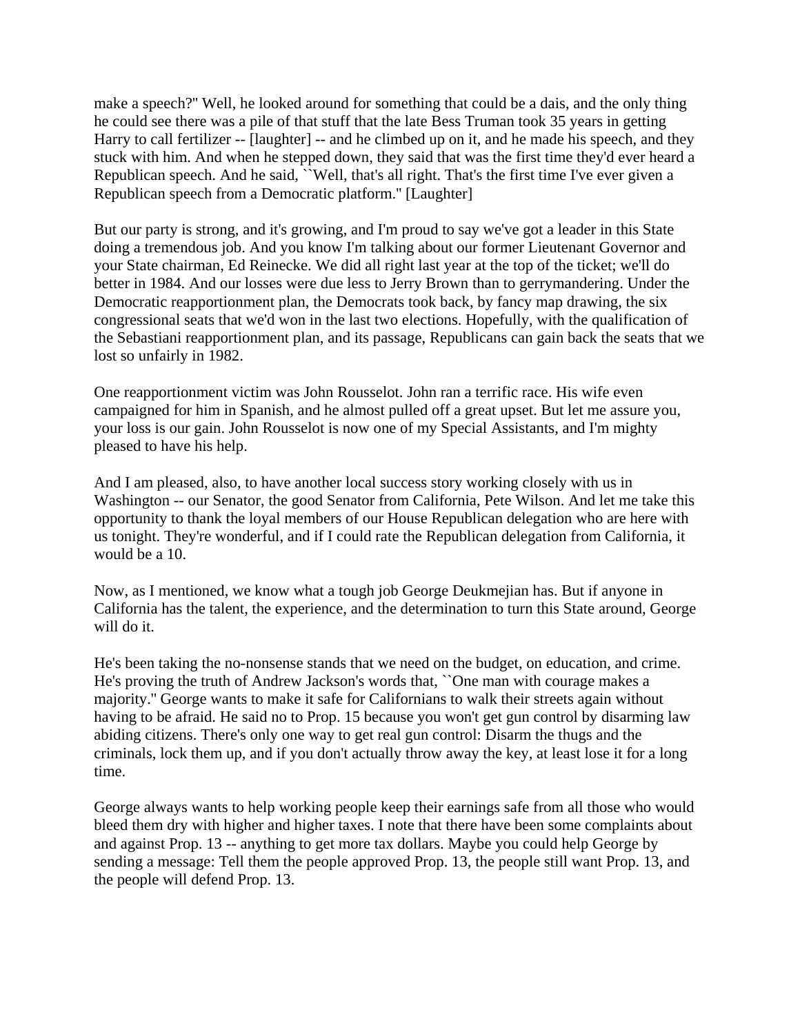make a speech?'' Well, he looked around for something that could be a dais, and the only thing he could see there was a pile of that stuff that the late Bess Truman took 35 years in getting Harry to call fertilizer -- [laughter] -- and he climbed up on it, and he made his speech, and they stuck with him. And when he stepped down, they said that was the first time they'd ever heard a Republican speech. And he said, ``Well, that's all right. That's the first time I've ever given a Republican speech from a Democratic platform.'' [Laughter]

But our party is strong, and it's growing, and I'm proud to say we've got a leader in this State doing a tremendous job. And you know I'm talking about our former Lieutenant Governor and your State chairman, Ed Reinecke. We did all right last year at the top of the ticket; we'll do better in 1984. And our losses were due less to Jerry Brown than to gerrymandering. Under the Democratic reapportionment plan, the Democrats took back, by fancy map drawing, the six congressional seats that we'd won in the last two elections. Hopefully, with the qualification of the Sebastiani reapportionment plan, and its passage, Republicans can gain back the seats that we lost so unfairly in 1982.

One reapportionment victim was John Rousselot. John ran a terrific race. His wife even campaigned for him in Spanish, and he almost pulled off a great upset. But let me assure you, your loss is our gain. John Rousselot is now one of my Special Assistants, and I'm mighty pleased to have his help.

And I am pleased, also, to have another local success story working closely with us in Washington -- our Senator, the good Senator from California, Pete Wilson. And let me take this opportunity to thank the loyal members of our House Republican delegation who are here with us tonight. They're wonderful, and if I could rate the Republican delegation from California, it would be a 10.

Now, as I mentioned, we know what a tough job George Deukmejian has. But if anyone in California has the talent, the experience, and the determination to turn this State around, George will do it.

He's been taking the no-nonsense stands that we need on the budget, on education, and crime. He's proving the truth of Andrew Jackson's words that, ``One man with courage makes a majority.'' George wants to make it safe for Californians to walk their streets again without having to be afraid. He said no to Prop. 15 because you won't get gun control by disarming law abiding citizens. There's only one way to get real gun control: Disarm the thugs and the criminals, lock them up, and if you don't actually throw away the key, at least lose it for a long time.

George always wants to help working people keep their earnings safe from all those who would bleed them dry with higher and higher taxes. I note that there have been some complaints about and against Prop. 13 -- anything to get more tax dollars. Maybe you could help George by sending a message: Tell them the people approved Prop. 13, the people still want Prop. 13, and the people will defend Prop. 13.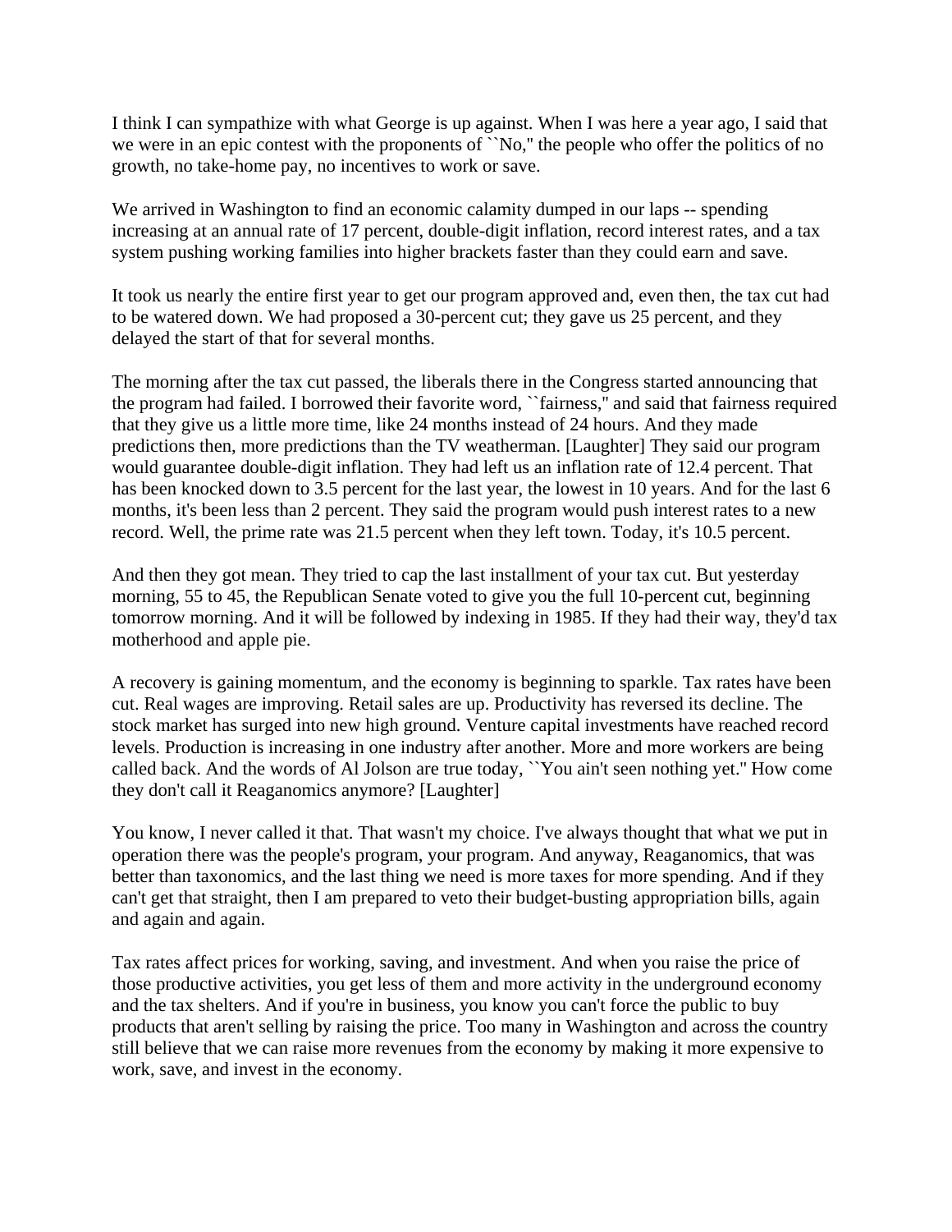I think I can sympathize with what George is up against. When I was here a year ago, I said that we were in an epic contest with the proponents of ``No,'' the people who offer the politics of no growth, no take-home pay, no incentives to work or save.

We arrived in Washington to find an economic calamity dumped in our laps -- spending increasing at an annual rate of 17 percent, double-digit inflation, record interest rates, and a tax system pushing working families into higher brackets faster than they could earn and save.

It took us nearly the entire first year to get our program approved and, even then, the tax cut had to be watered down. We had proposed a 30-percent cut; they gave us 25 percent, and they delayed the start of that for several months.

The morning after the tax cut passed, the liberals there in the Congress started announcing that the program had failed. I borrowed their favorite word, ``fairness,'' and said that fairness required that they give us a little more time, like 24 months instead of 24 hours. And they made predictions then, more predictions than the TV weatherman. [Laughter] They said our program would guarantee double-digit inflation. They had left us an inflation rate of 12.4 percent. That has been knocked down to 3.5 percent for the last year, the lowest in 10 years. And for the last 6 months, it's been less than 2 percent. They said the program would push interest rates to a new record. Well, the prime rate was 21.5 percent when they left town. Today, it's 10.5 percent.

And then they got mean. They tried to cap the last installment of your tax cut. But yesterday morning, 55 to 45, the Republican Senate voted to give you the full 10-percent cut, beginning tomorrow morning. And it will be followed by indexing in 1985. If they had their way, they'd tax motherhood and apple pie.

A recovery is gaining momentum, and the economy is beginning to sparkle. Tax rates have been cut. Real wages are improving. Retail sales are up. Productivity has reversed its decline. The stock market has surged into new high ground. Venture capital investments have reached record levels. Production is increasing in one industry after another. More and more workers are being called back. And the words of Al Jolson are true today, ``You ain't seen nothing yet.'' How come they don't call it Reaganomics anymore? [Laughter]

You know, I never called it that. That wasn't my choice. I've always thought that what we put in operation there was the people's program, your program. And anyway, Reaganomics, that was better than taxonomics, and the last thing we need is more taxes for more spending. And if they can't get that straight, then I am prepared to veto their budget-busting appropriation bills, again and again and again.

Tax rates affect prices for working, saving, and investment. And when you raise the price of those productive activities, you get less of them and more activity in the underground economy and the tax shelters. And if you're in business, you know you can't force the public to buy products that aren't selling by raising the price. Too many in Washington and across the country still believe that we can raise more revenues from the economy by making it more expensive to work, save, and invest in the economy.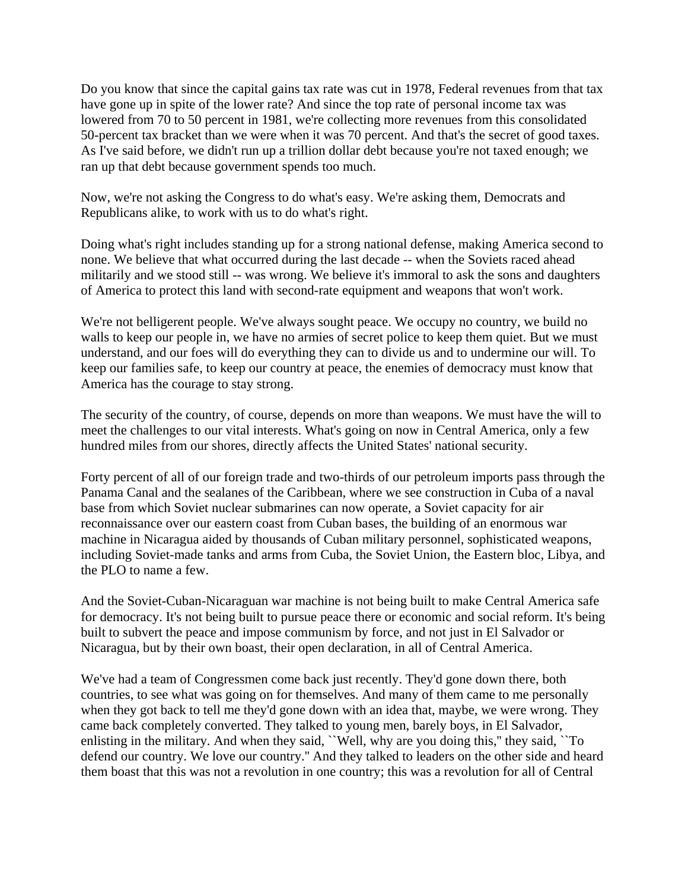Do you know that since the capital gains tax rate was cut in 1978, Federal revenues from that tax have gone up in spite of the lower rate? And since the top rate of personal income tax was lowered from 70 to 50 percent in 1981, we're collecting more revenues from this consolidated 50-percent tax bracket than we were when it was 70 percent. And that's the secret of good taxes. As I've said before, we didn't run up a trillion dollar debt because you're not taxed enough; we ran up that debt because government spends too much.

Now, we're not asking the Congress to do what's easy. We're asking them, Democrats and Republicans alike, to work with us to do what's right.

Doing what's right includes standing up for a strong national defense, making America second to none. We believe that what occurred during the last decade -- when the Soviets raced ahead militarily and we stood still -- was wrong. We believe it's immoral to ask the sons and daughters of America to protect this land with second-rate equipment and weapons that won't work.

We're not belligerent people. We've always sought peace. We occupy no country, we build no walls to keep our people in, we have no armies of secret police to keep them quiet. But we must understand, and our foes will do everything they can to divide us and to undermine our will. To keep our families safe, to keep our country at peace, the enemies of democracy must know that America has the courage to stay strong.

The security of the country, of course, depends on more than weapons. We must have the will to meet the challenges to our vital interests. What's going on now in Central America, only a few hundred miles from our shores, directly affects the United States' national security.

Forty percent of all of our foreign trade and two-thirds of our petroleum imports pass through the Panama Canal and the sealanes of the Caribbean, where we see construction in Cuba of a naval base from which Soviet nuclear submarines can now operate, a Soviet capacity for air reconnaissance over our eastern coast from Cuban bases, the building of an enormous war machine in Nicaragua aided by thousands of Cuban military personnel, sophisticated weapons, including Soviet-made tanks and arms from Cuba, the Soviet Union, the Eastern bloc, Libya, and the PLO to name a few.

And the Soviet-Cuban-Nicaraguan war machine is not being built to make Central America safe for democracy. It's not being built to pursue peace there or economic and social reform. It's being built to subvert the peace and impose communism by force, and not just in El Salvador or Nicaragua, but by their own boast, their open declaration, in all of Central America.

We've had a team of Congressmen come back just recently. They'd gone down there, both countries, to see what was going on for themselves. And many of them came to me personally when they got back to tell me they'd gone down with an idea that, maybe, we were wrong. They came back completely converted. They talked to young men, barely boys, in El Salvador, enlisting in the military. And when they said, ``Well, why are you doing this,'' they said, ``To defend our country. We love our country.'' And they talked to leaders on the other side and heard them boast that this was not a revolution in one country; this was a revolution for all of Central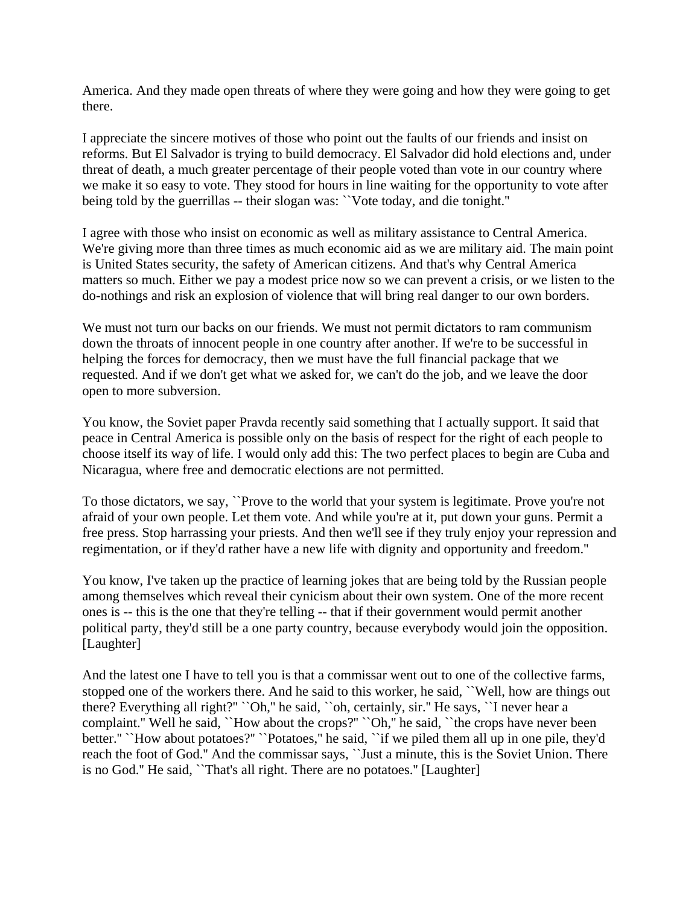America. And they made open threats of where they were going and how they were going to get there.

I appreciate the sincere motives of those who point out the faults of our friends and insist on reforms. But El Salvador is trying to build democracy. El Salvador did hold elections and, under threat of death, a much greater percentage of their people voted than vote in our country where we make it so easy to vote. They stood for hours in line waiting for the opportunity to vote after being told by the guerrillas -- their slogan was: ``Vote today, and die tonight.''

I agree with those who insist on economic as well as military assistance to Central America. We're giving more than three times as much economic aid as we are military aid. The main point is United States security, the safety of American citizens. And that's why Central America matters so much. Either we pay a modest price now so we can prevent a crisis, or we listen to the do-nothings and risk an explosion of violence that will bring real danger to our own borders.

We must not turn our backs on our friends. We must not permit dictators to ram communism down the throats of innocent people in one country after another. If we're to be successful in helping the forces for democracy, then we must have the full financial package that we requested. And if we don't get what we asked for, we can't do the job, and we leave the door open to more subversion.

You know, the Soviet paper Pravda recently said something that I actually support. It said that peace in Central America is possible only on the basis of respect for the right of each people to choose itself its way of life. I would only add this: The two perfect places to begin are Cuba and Nicaragua, where free and democratic elections are not permitted.

To those dictators, we say, ``Prove to the world that your system is legitimate. Prove you're not afraid of your own people. Let them vote. And while you're at it, put down your guns. Permit a free press. Stop harrassing your priests. And then we'll see if they truly enjoy your repression and regimentation, or if they'd rather have a new life with dignity and opportunity and freedom.''

You know, I've taken up the practice of learning jokes that are being told by the Russian people among themselves which reveal their cynicism about their own system. One of the more recent ones is -- this is the one that they're telling -- that if their government would permit another political party, they'd still be a one party country, because everybody would join the opposition. [Laughter]

And the latest one I have to tell you is that a commissar went out to one of the collective farms, stopped one of the workers there. And he said to this worker, he said, ``Well, how are things out there? Everything all right?'' ``Oh,'' he said, ``oh, certainly, sir.'' He says, ``I never hear a complaint.'' Well he said, ``How about the crops?'' ``Oh,'' he said, ``the crops have never been better.'' ``How about potatoes?'' ``Potatoes,'' he said, ``if we piled them all up in one pile, they'd reach the foot of God.'' And the commissar says, ``Just a minute, this is the Soviet Union. There is no God.'' He said, ``That's all right. There are no potatoes.'' [Laughter]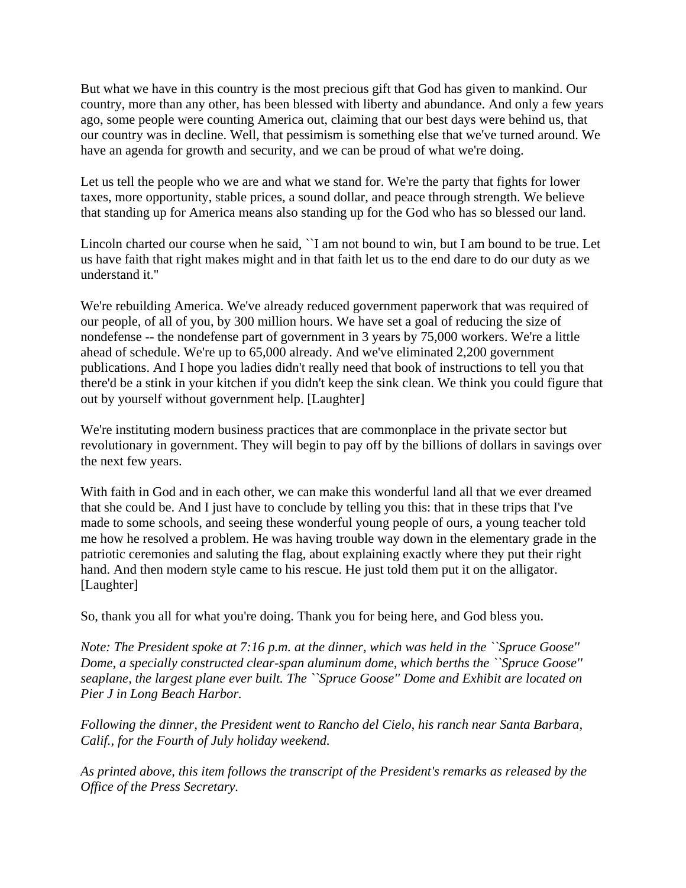But what we have in this country is the most precious gift that God has given to mankind. Our country, more than any other, has been blessed with liberty and abundance. And only a few years ago, some people were counting America out, claiming that our best days were behind us, that our country was in decline. Well, that pessimism is something else that we've turned around. We have an agenda for growth and security, and we can be proud of what we're doing.

Let us tell the people who we are and what we stand for. We're the party that fights for lower taxes, more opportunity, stable prices, a sound dollar, and peace through strength. We believe that standing up for America means also standing up for the God who has so blessed our land.

Lincoln charted our course when he said, ``I am not bound to win, but I am bound to be true. Let us have faith that right makes might and in that faith let us to the end dare to do our duty as we understand it.''

We're rebuilding America. We've already reduced government paperwork that was required of our people, of all of you, by 300 million hours. We have set a goal of reducing the size of nondefense -- the nondefense part of government in 3 years by 75,000 workers. We're a little ahead of schedule. We're up to 65,000 already. And we've eliminated 2,200 government publications. And I hope you ladies didn't really need that book of instructions to tell you that there'd be a stink in your kitchen if you didn't keep the sink clean. We think you could figure that out by yourself without government help. [Laughter]

We're instituting modern business practices that are commonplace in the private sector but revolutionary in government. They will begin to pay off by the billions of dollars in savings over the next few years.

With faith in God and in each other, we can make this wonderful land all that we ever dreamed that she could be. And I just have to conclude by telling you this: that in these trips that I've made to some schools, and seeing these wonderful young people of ours, a young teacher told me how he resolved a problem. He was having trouble way down in the elementary grade in the patriotic ceremonies and saluting the flag, about explaining exactly where they put their right hand. And then modern style came to his rescue. He just told them put it on the alligator. [Laughter]

So, thank you all for what you're doing. Thank you for being here, and God bless you.

*Note: The President spoke at 7:16 p.m. at the dinner, which was held in the ``Spruce Goose'' Dome, a specially constructed clear-span aluminum dome, which berths the ``Spruce Goose'' seaplane, the largest plane ever built. The ``Spruce Goose'' Dome and Exhibit are located on Pier J in Long Beach Harbor.*

*Following the dinner, the President went to Rancho del Cielo, his ranch near Santa Barbara, Calif., for the Fourth of July holiday weekend.*

*As printed above, this item follows the transcript of the President's remarks as released by the Office of the Press Secretary.*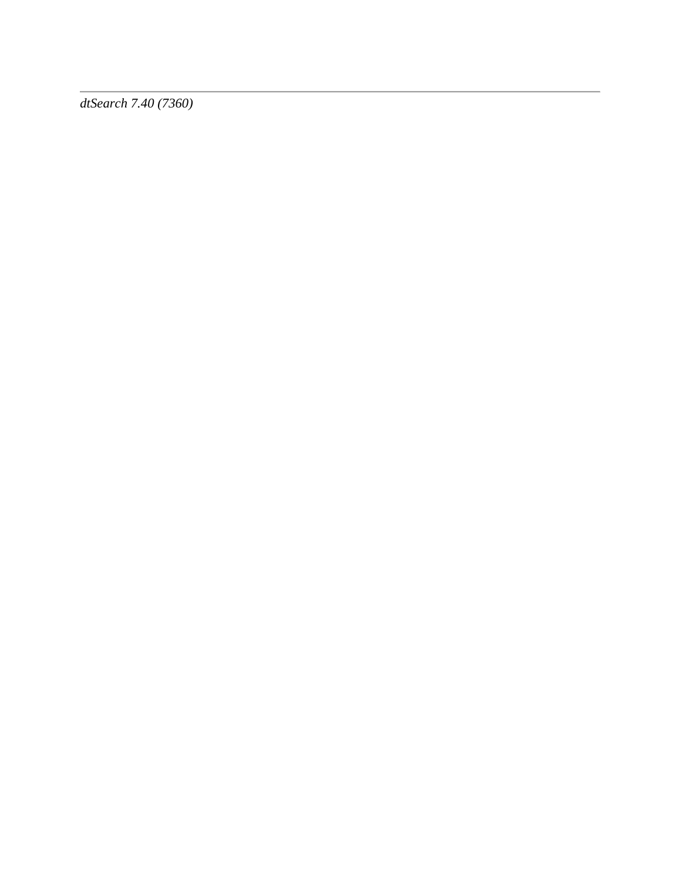---

*dtSearch 7.40 (7360)*